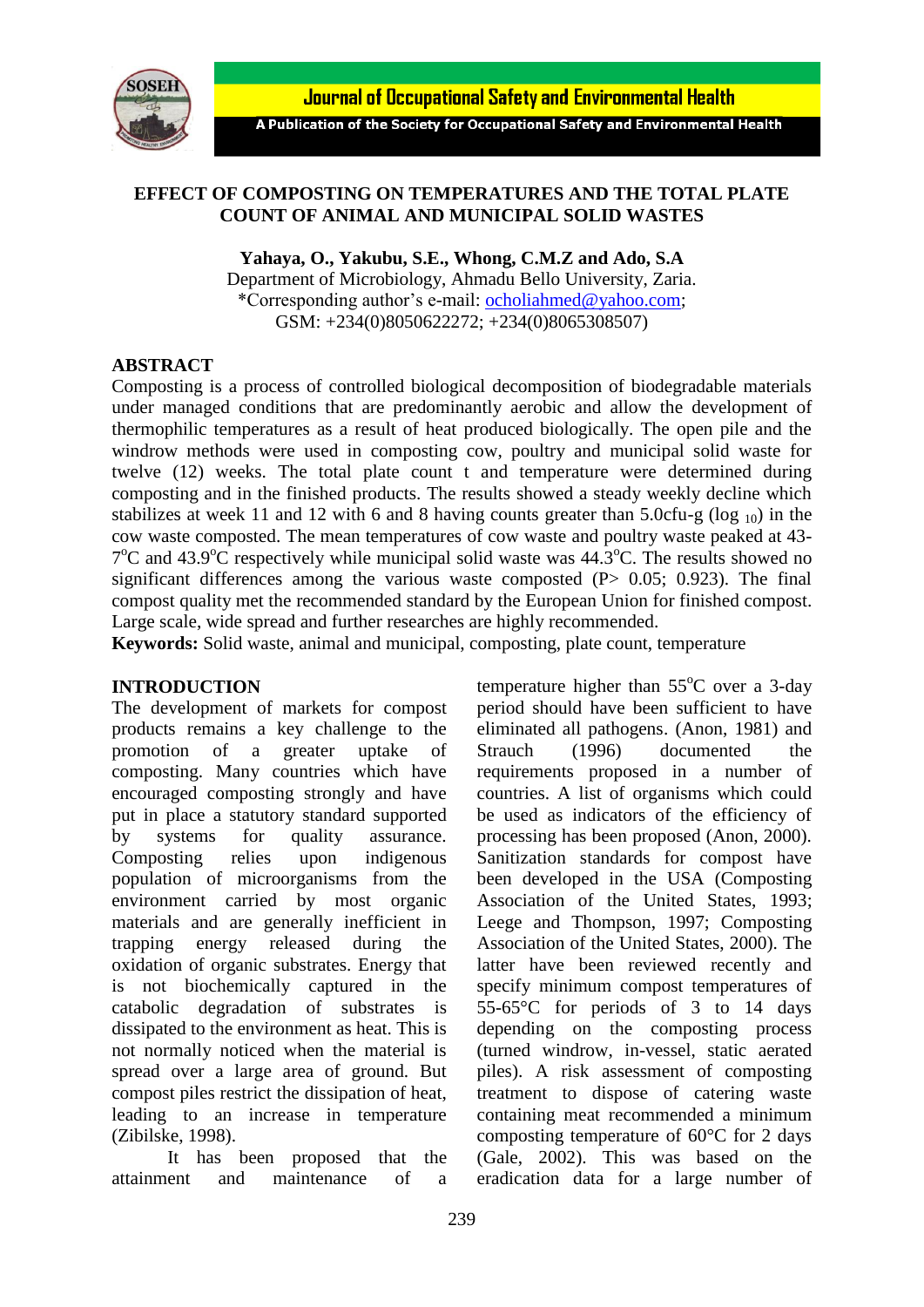# EFFECT OF COMPOSTING ON TEMPERATURES AND THE TOTAL PLATE COUNT OF ANIMAL AND MUNICIPAL SOLID WASTES

**Yahaya, O., Yakubu, S.E., Whong, C.M.Z and Ado, S.A**
Department of Microbiology, Ahmadu Bello University, Zaria.
*Corresponding author's e-mail: ocholiahmed@yahoo.com;
GSM: +234(0)8050622272; +234(0)8065308507)

## ABSTRACT

Composting is a process of controlled biological decomposition of biodegradable materials under managed conditions that are predominantly aerobic and allow the development of thermophilic temperatures as a result of heat produced biologically. The open pile and the windrow methods were used in composting cow, poultry and municipal solid waste for twelve (12) weeks. The total plate count t and temperature were determined during composting and in the finished products. The results showed a steady weekly decline which stabilizes at week 11 and 12 with 6 and 8 having counts greater than 5.0cfu-g ($\log_{10}$) in the cow waste composted. The mean temperatures of cow waste and poultry waste peaked at 43-7°C and 43.9°C respectively while municipal solid waste was 44.3°C. The results showed no significant differences among the various waste composted ($P > 0.05$; 0.923). The final compost quality met the recommended standard by the European Union for finished compost. Large scale, wide spread and further researches are highly recommended.

**Keywords:** Solid waste, animal and municipal, composting, plate count, temperature

## INTRODUCTION

The development of markets for compost products remains a key challenge to the promotion of a greater uptake of composting. Many countries which have encouraged composting strongly and have put in place a statutory standard supported by systems for quality assurance. Composting relies upon indigenous population of microorganisms from the environment carried by most organic materials and are generally inefficient in trapping energy released during the oxidation of organic substrates. Energy that is not biochemically captured in the catabolic degradation of substrates is dissipated to the environment as heat. This is not normally noticed when the material is spread over a large area of ground. But compost piles restrict the dissipation of heat, leading to an increase in temperature (Zibilske, 1998).

It has been proposed that the attainment and maintenance of a temperature higher than 55°C over a 3-day period should have been sufficient to have eliminated all pathogens. (Anon, 1981) and Strauch (1996) documented the requirements proposed in a number of countries. A list of organisms which could be used as indicators of the efficiency of processing has been proposed (Anon, 2000). Sanitization standards for compost have been developed in the USA (Composting Association of the United States, 1993; Leege and Thompson, 1997; Composting Association of the United States, 2000). The latter have been reviewed recently and specify minimum compost temperatures of 55-65°C for periods of 3 to 14 days depending on the composting process (turned windrow, in-vessel, static aerated piles). A risk assessment of composting treatment to dispose of catering waste containing meat recommended a minimum composting temperature of 60°C for 2 days (Gale, 2002). This was based on the eradication data for a large number of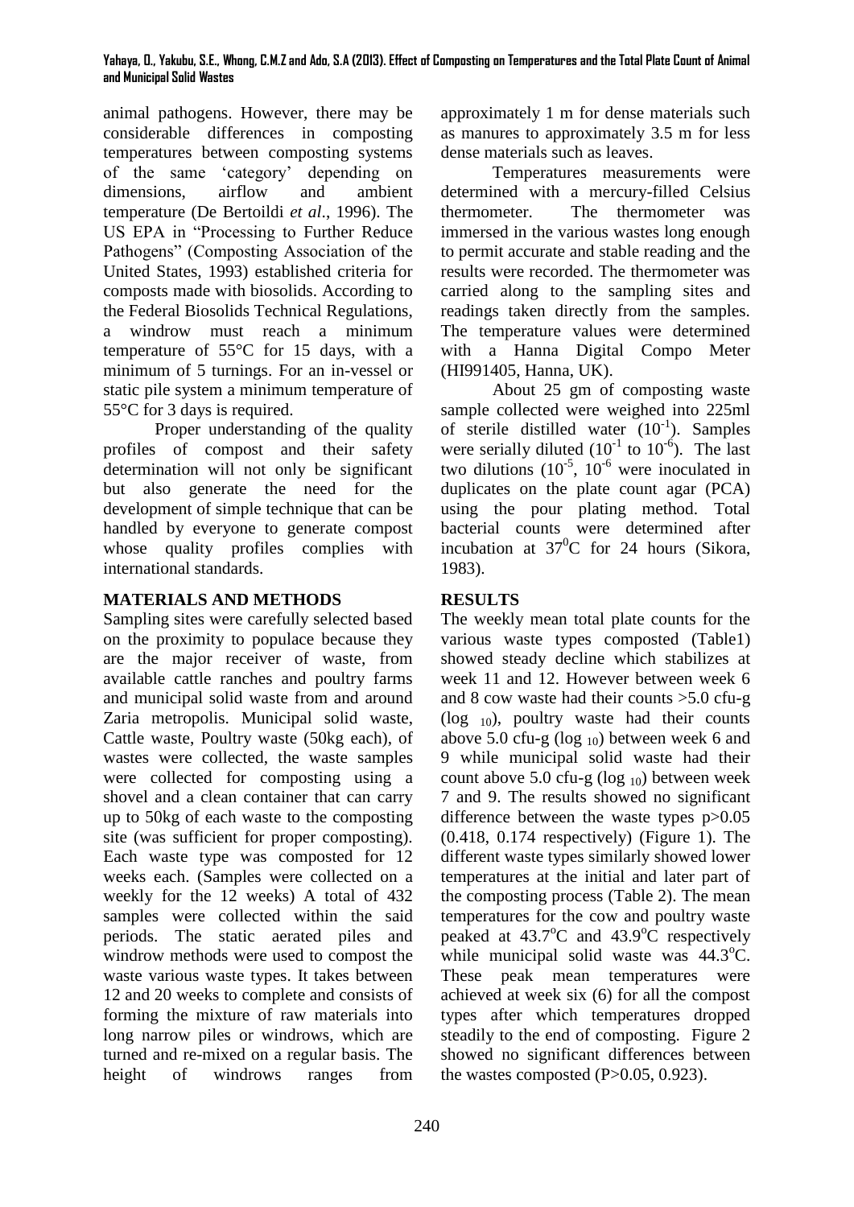animal pathogens. However, there may be considerable differences in composting temperatures between composting systems of the same 'category' depending on dimensions, airflow and ambient temperature (De Bertoildi *et al*., 1996). The US EPA in "Processing to Further Reduce Pathogens" (Composting Association of the United States, 1993) established criteria for composts made with biosolids. According to the Federal Biosolids Technical Regulations, a windrow must reach a minimum temperature of 55°C for 15 days, with a minimum of 5 turnings. For an in-vessel or static pile system a minimum temperature of 55°C for 3 days is required.

Proper understanding of the quality profiles of compost and their safety determination will not only be significant but also generate the need for the development of simple technique that can be handled by everyone to generate compost whose quality profiles complies with international standards.

## MATERIALS AND METHODS

Sampling sites were carefully selected based on the proximity to populace because they are the major receiver of waste, from available cattle ranches and poultry farms and municipal solid waste from and around Zaria metropolis. Municipal solid waste, Cattle waste, Poultry waste (50kg each), of wastes were collected, the waste samples were collected for composting using a shovel and a clean container that can carry up to 50kg of each waste to the composting site (was sufficient for proper composting). Each waste type was composted for 12 weeks each. (Samples were collected on a weekly for the 12 weeks) A total of 432 samples were collected within the said periods. The static aerated piles and windrow methods were used to compost the waste various waste types. It takes between 12 and 20 weeks to complete and consists of forming the mixture of raw materials into long narrow piles or windrows, which are turned and re-mixed on a regular basis. The height of windrows ranges from approximately 1 m for dense materials such as manures to approximately 3.5 m for less dense materials such as leaves.

Temperatures measurements were determined with a mercury-filled Celsius thermometer. The thermometer was immersed in the various wastes long enough to permit accurate and stable reading and the results were recorded. The thermometer was carried along to the sampling sites and readings taken directly from the samples. The temperature values were determined with a Hanna Digital Compo Meter (HI991405, Hanna, UK).

About 25 gm of composting waste sample collected were weighed into 225ml of sterile distilled water ($10^{-1}$). Samples were serially diluted ($10^{-1}$ to $10^{-6}$). The last two dilutions ($10^{-5}$, $10^{-6}$ were inoculated in duplicates on the plate count agar (PCA) using the pour plating method. Total bacterial counts were determined after incubation at $37^{0}$C for 24 hours (Sikora, 1983).

## RESULTS

The weekly mean total plate counts for the various waste types composted (Table1) showed steady decline which stabilizes at week 11 and 12. However between week 6 and 8 cow waste had their counts >5.0 cfu-g ($\log_{10}$), poultry waste had their counts above 5.0 cfu-g ($\log_{10}$) between week 6 and 9 while municipal solid waste had their count above 5.0 cfu-g ($\log_{10}$) between week 7 and 9. The results showed no significant difference between the waste types $p>0.05$ (0.418, 0.174 respectively) (Figure 1). The different waste types similarly showed lower temperatures at the initial and later part of the composting process (Table 2). The mean temperatures for the cow and poultry waste peaked at 43.7°C and 43.9°C respectively while municipal solid waste was 44.3°C. These peak mean temperatures were achieved at week six (6) for all the compost types after which temperatures dropped steadily to the end of composting. Figure 2 showed no significant differences between the wastes composted ($P>0.05$, 0.923).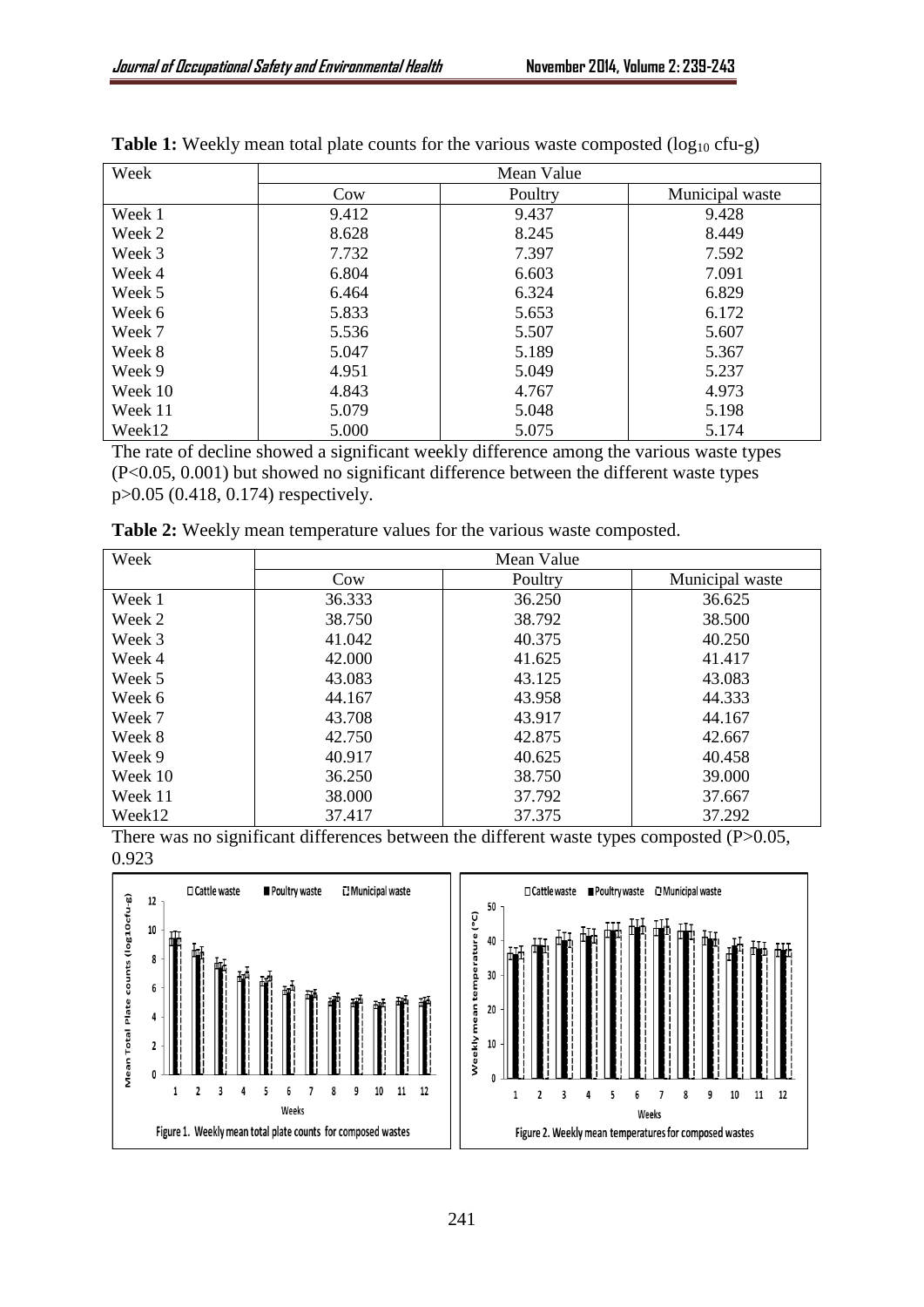**Table 1:** Weekly mean total plate counts for the various waste composted ($\log_{10}$ cfu-g)

| Week | Mean Value | | |
|---|---|---|---|
| | Cow | Poultry | Municipal waste |
| Week 1 | 9.412 | 9.437 | 9.428 |
| Week 2 | 8.628 | 8.245 | 8.449 |
| Week 3 | 7.732 | 7.397 | 7.592 |
| Week 4 | 6.804 | 6.603 | 7.091 |
| Week 5 | 6.464 | 6.324 | 6.829 |
| Week 6 | 5.833 | 5.653 | 6.172 |
| Week 7 | 5.536 | 5.507 | 5.607 |
| Week 8 | 5.047 | 5.189 | 5.367 |
| Week 9 | 4.951 | 5.049 | 5.237 |
| Week 10 | 4.843 | 4.767 | 4.973 |
| Week 11 | 5.079 | 5.048 | 5.198 |
| Week12 | 5.000 | 5.075 | 5.174 |

The rate of decline showed a significant weekly difference among the various waste types ($P<0.05$, 0.001) but showed no significant difference between the different waste types $p>0.05$ (0.418, 0.174) respectively.

**Table 2:** Weekly mean temperature values for the various waste composted.

| Week | Mean Value | | |
|---|---|---|---|
| | Cow | Poultry | Municipal waste |
| Week 1 | 36.333 | 36.250 | 36.625 |
| Week 2 | 38.750 | 38.792 | 38.500 |
| Week 3 | 41.042 | 40.375 | 40.250 |
| Week 4 | 42.000 | 41.625 | 41.417 |
| Week 5 | 43.083 | 43.125 | 43.083 |
| Week 6 | 44.167 | 43.958 | 44.333 |
| Week 7 | 43.708 | 43.917 | 44.167 |
| Week 8 | 42.750 | 42.875 | 42.667 |
| Week 9 | 40.917 | 40.625 | 40.458 |
| Week 10 | 36.250 | 38.750 | 39.000 |
| Week 11 | 38.000 | 37.792 | 37.667 |
| Week12 | 37.417 | 37.375 | 37.292 |

There was no significant differences between the different waste types composted ($P>0.05$, 0.923

Figure 1. Weekly mean total plate counts for composed wastes

Figure 2. Weekly mean temperatures for composed wastes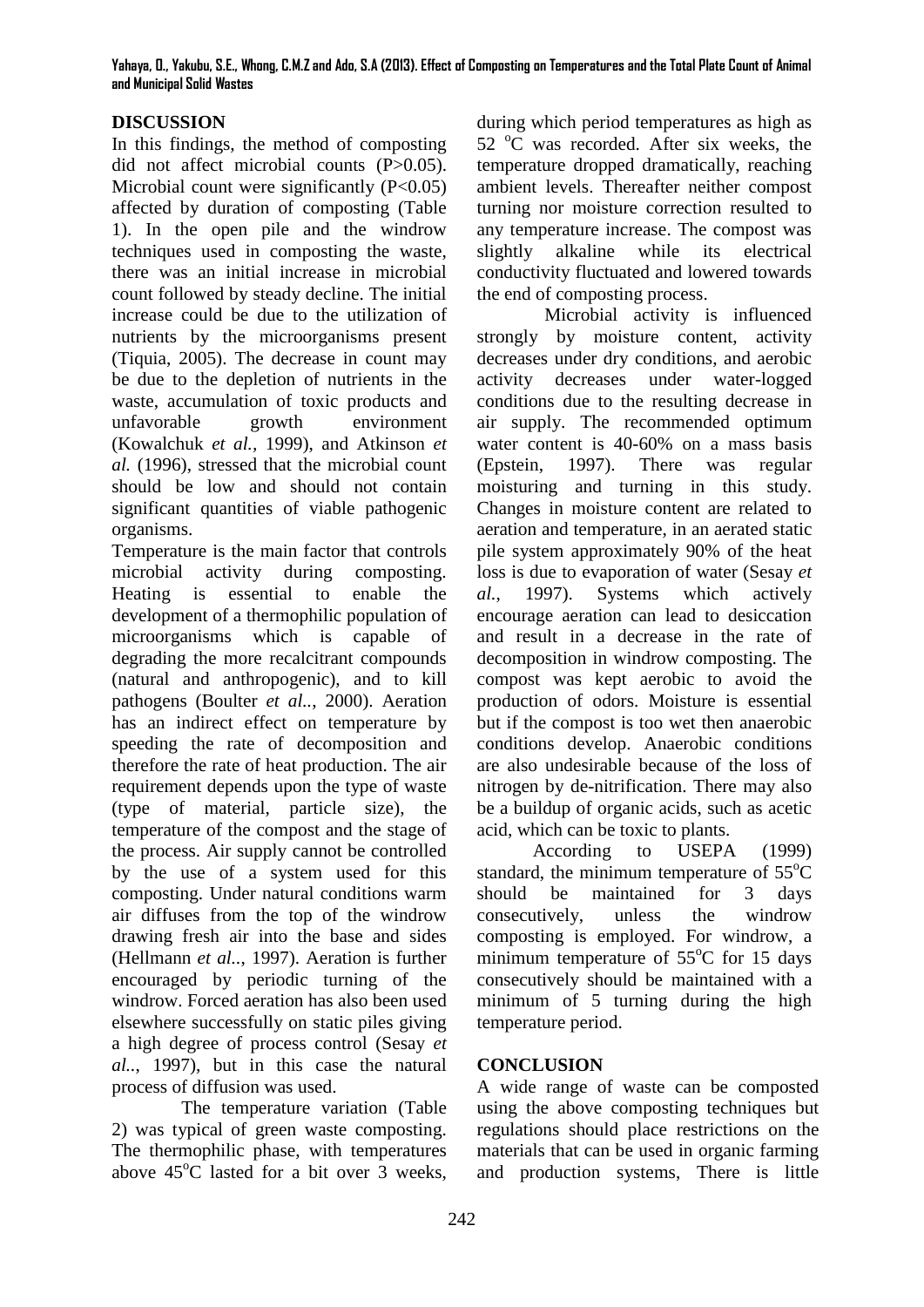## DISCUSSION

In this findings, the method of composting did not affect microbial counts ($P>0.05$). Microbial count were significantly ($P<0.05$) affected by duration of composting (Table 1). In the open pile and the windrow techniques used in composting the waste, there was an initial increase in microbial count followed by steady decline. The initial increase could be due to the utilization of nutrients by the microorganisms present (Tiquia, 2005). The decrease in count may be due to the depletion of nutrients in the waste, accumulation of toxic products and unfavorable growth environment (Kowalchuk *et al.*, 1999), and Atkinson *et al.* (1996), stressed that the microbial count should be low and should not contain significant quantities of viable pathogenic organisms.

Temperature is the main factor that controls microbial activity during composting. Heating is essential to enable the development of a thermophilic population of microorganisms which is capable of degrading the more recalcitrant compounds (natural and anthropogenic), and to kill pathogens (Boulter *et al..*, 2000). Aeration has an indirect effect on temperature by speeding the rate of decomposition and therefore the rate of heat production. The air requirement depends upon the type of waste (type of material, particle size), the temperature of the compost and the stage of the process. Air supply cannot be controlled by the use of a system used for this composting. Under natural conditions warm air diffuses from the top of the windrow drawing fresh air into the base and sides (Hellmann *et al..*, 1997). Aeration is further encouraged by periodic turning of the windrow. Forced aeration has also been used elsewhere successfully on static piles giving a high degree of process control (Sesay *et al..*, 1997), but in this case the natural process of diffusion was used.

The temperature variation (Table 2) was typical of green waste composting. The thermophilic phase, with temperatures above 45°C lasted for a bit over 3 weeks, during which period temperatures as high as 52 °C was recorded. After six weeks, the temperature dropped dramatically, reaching ambient levels. Thereafter neither compost turning nor moisture correction resulted to any temperature increase. The compost was slightly alkaline while its electrical conductivity fluctuated and lowered towards the end of composting process.

Microbial activity is influenced strongly by moisture content, activity decreases under dry conditions, and aerobic activity decreases under water-logged conditions due to the resulting decrease in air supply. The recommended optimum water content is 40-60% on a mass basis (Epstein, 1997). There was regular moisturing and turning in this study. Changes in moisture content are related to aeration and temperature, in an aerated static pile system approximately 90% of the heat loss is due to evaporation of water (Sesay *et al.*, 1997). Systems which actively encourage aeration can lead to desiccation and result in a decrease in the rate of decomposition in windrow composting. The compost was kept aerobic to avoid the production of odors. Moisture is essential but if the compost is too wet then anaerobic conditions develop. Anaerobic conditions are also undesirable because of the loss of nitrogen by de-nitrification. There may also be a buildup of organic acids, such as acetic acid, which can be toxic to plants.

According to USEPA (1999) standard, the minimum temperature of 55°C should be maintained for 3 days consecutively, unless the windrow composting is employed. For windrow, a minimum temperature of 55°C for 15 days consecutively should be maintained with a minimum of 5 turning during the high temperature period.

## CONCLUSION

A wide range of waste can be composted using the above composting techniques but regulations should place restrictions on the materials that can be used in organic farming and production systems, There is little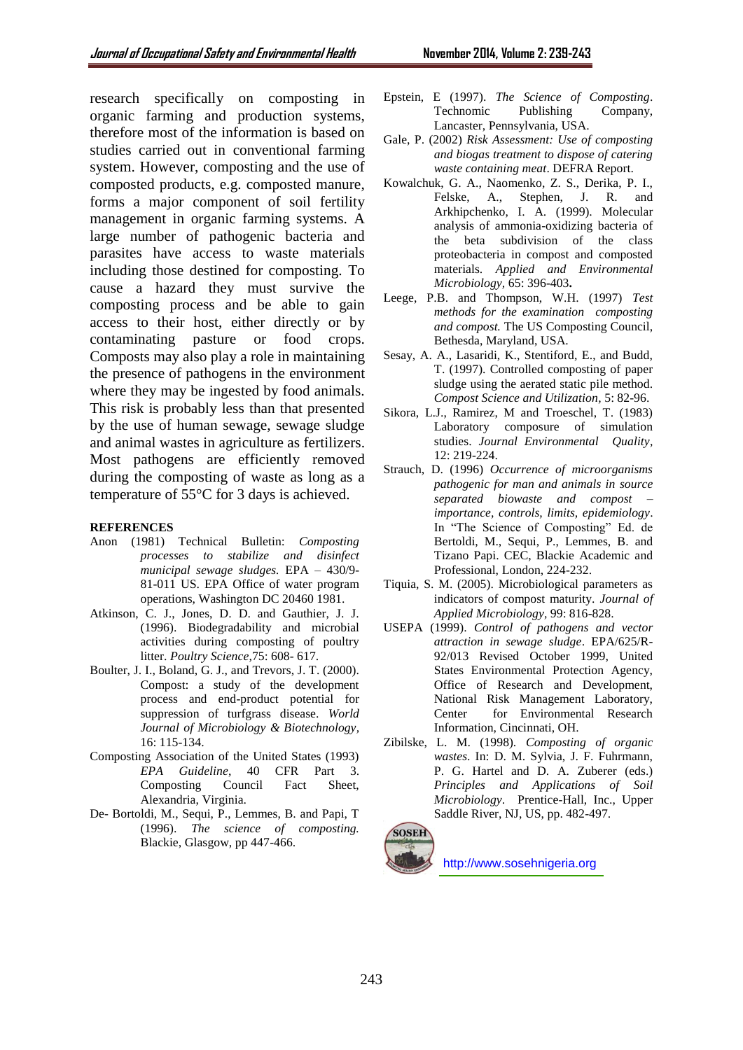research specifically on composting in organic farming and production systems, therefore most of the information is based on studies carried out in conventional farming system. However, composting and the use of composted products, e.g. composted manure, forms a major component of soil fertility management in organic farming systems. A large number of pathogenic bacteria and parasites have access to waste materials including those destined for composting. To cause a hazard they must survive the composting process and be able to gain access to their host, either directly or by contaminating pasture or food crops. Composts may also play a role in maintaining the presence of pathogens in the environment where they may be ingested by food animals. This risk is probably less than that presented by the use of human sewage, sewage sludge and animal wastes in agriculture as fertilizers. Most pathogens are efficiently removed during the composting of waste as long as a temperature of 55°C for 3 days is achieved.

**REFERENCES**

Anon (1981) Technical Bulletin: *Composting processes to stabilize and disinfect municipal sewage sludges.* EPA – 430/9-81-011 US. EPA Office of water program operations, Washington DC 20460 1981.

Atkinson, C. J., Jones, D. D. and Gauthier, J. J. (1996). Biodegradability and microbial activities during composting of poultry litter. *Poultry Science,*75: 608- 617.

Boulter, J. I., Boland, G. J., and Trevors, J. T. (2000). Compost: a study of the development process and end-product potential for suppression of turfgrass disease. *World Journal of Microbiology & Biotechnology*, 16: 115-134.

Composting Association of the United States (1993) *EPA Guideline*, 40 CFR Part 3. Composting Council Fact Sheet, Alexandria, Virginia.

De- Bortoldi, M., Sequi, P., Lemmes, B. and Papi, T (1996). *The science of composting.* Blackie, Glasgow, pp 447-466.

Epstein, E (1997). *The Science of Composting*. Technomic Publishing Company, Lancaster, Pennsylvania, USA.

Gale, P. (2002) *Risk Assessment: Use of composting and biogas treatment to dispose of catering waste containing meat*. DEFRA Report.

Kowalchuk, G. A., Naomenko, Z. S., Derika, P. I., Felske, A., Stephen, J. R. and Arkhipchenko, I. A. (1999). Molecular analysis of ammonia-oxidizing bacteria of the beta subdivision of the class proteobacteria in compost and composted materials. *Applied and Environmental Microbiology,* 65: 396-403**.**

Leege, P.B. and Thompson, W.H. (1997) *Test methods for the examination composting and compost.* The US Composting Council, Bethesda, Maryland, USA.

Sesay, A. A., Lasaridi, K., Stentiford, E., and Budd, T. (1997). Controlled composting of paper sludge using the aerated static pile method. *Compost Science and Utilization*, 5: 82-96.

Sikora, L.J., Ramirez, M and Troeschel, T. (1983) Laboratory composure of simulation studies. *Journal Environmental Quality,* 12: 219-224.

Strauch, D. (1996) *Occurrence of microorganisms pathogenic for man and animals in source separated biowaste and compost – importance, controls, limits, epidemiology*. In "The Science of Composting" Ed. de Bertoldi, M., Sequi, P., Lemmes, B. and Tizano Papi. CEC, Blackie Academic and Professional, London, 224-232.

Tiquia, S. M. (2005). Microbiological parameters as indicators of compost maturity. *Journal of Applied Microbiology,* 99: 816-828.

USEPA (1999). *Control of pathogens and vector attraction in sewage sludge*. EPA/625/R-92/013 Revised October 1999, United States Environmental Protection Agency, Office of Research and Development, National Risk Management Laboratory, Center for Environmental Research Information, Cincinnati, OH.

Zibilske, L. M. (1998). *Composting of organic wastes*. In: D. M. Sylvia, J. F. Fuhrmann, P. G. Hartel and D. A. Zuberer (eds.) *Principles and Applications of Soil Microbiology*. Prentice-Hall, Inc., Upper Saddle River, NJ, US, pp. 482-497.

http://www.sosehnigeria.org